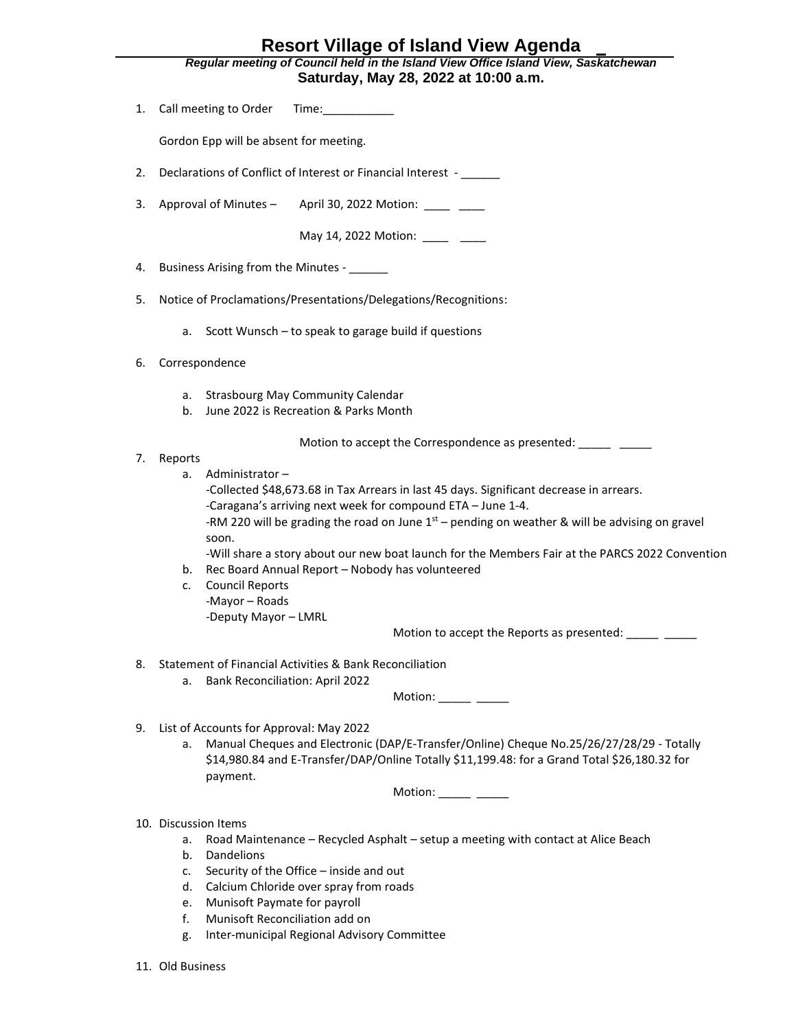# Resort Village of Island View Agenda _

***Regular meeting of Council held in the Island View Office Island View, Saskatchewan***

**Saturday, May 28, 2022 at 10:00 a.m.**

1. Call meeting to Order Time:___________

   Gordon Epp will be absent for meeting.

2. Declarations of Conflict of Interest or Financial Interest - ______

3. Approval of Minutes – April 30, 2022 Motion: ____ ____

   May 14, 2022 Motion: ____ ____

4. Business Arising from the Minutes - ______

5. Notice of Proclamations/Presentations/Delegations/Recognitions:

   a. Scott Wunsch – to speak to garage build if questions

6. Correspondence

   a. Strasbourg May Community Calendar
   b. June 2022 is Recreation & Parks Month

   Motion to accept the Correspondence as presented: _____ _____

7. Reports
   a. Administrator –
      -Collected $48,673.68 in Tax Arrears in last 45 days. Significant decrease in arrears.
      -Caragana's arriving next week for compound ETA – June 1-4.
      -RM 220 will be grading the road on June 1st – pending on weather & will be advising on gravel soon.
      -Will share a story about our new boat launch for the Members Fair at the PARCS 2022 Convention
   b. Rec Board Annual Report – Nobody has volunteered
   c. Council Reports
      -Mayor – Roads
      -Deputy Mayor – LMRL

   Motion to accept the Reports as presented: _____ _____

8. Statement of Financial Activities & Bank Reconciliation
   a. Bank Reconciliation: April 2022

   Motion: _____ _____

9. List of Accounts for Approval: May 2022
   a. Manual Cheques and Electronic (DAP/E-Transfer/Online) Cheque No.25/26/27/28/29 - Totally $14,980.84 and E-Transfer/DAP/Online Totally $11,199.48: for a Grand Total $26,180.32 for payment.

   Motion: _____ _____

10. Discussion Items
    a. Road Maintenance – Recycled Asphalt – setup a meeting with contact at Alice Beach
    b. Dandelions
    c. Security of the Office – inside and out
    d. Calcium Chloride over spray from roads
    e. Munisoft Paymate for payroll
    f. Munisoft Reconciliation add on
    g. Inter-municipal Regional Advisory Committee

11. Old Business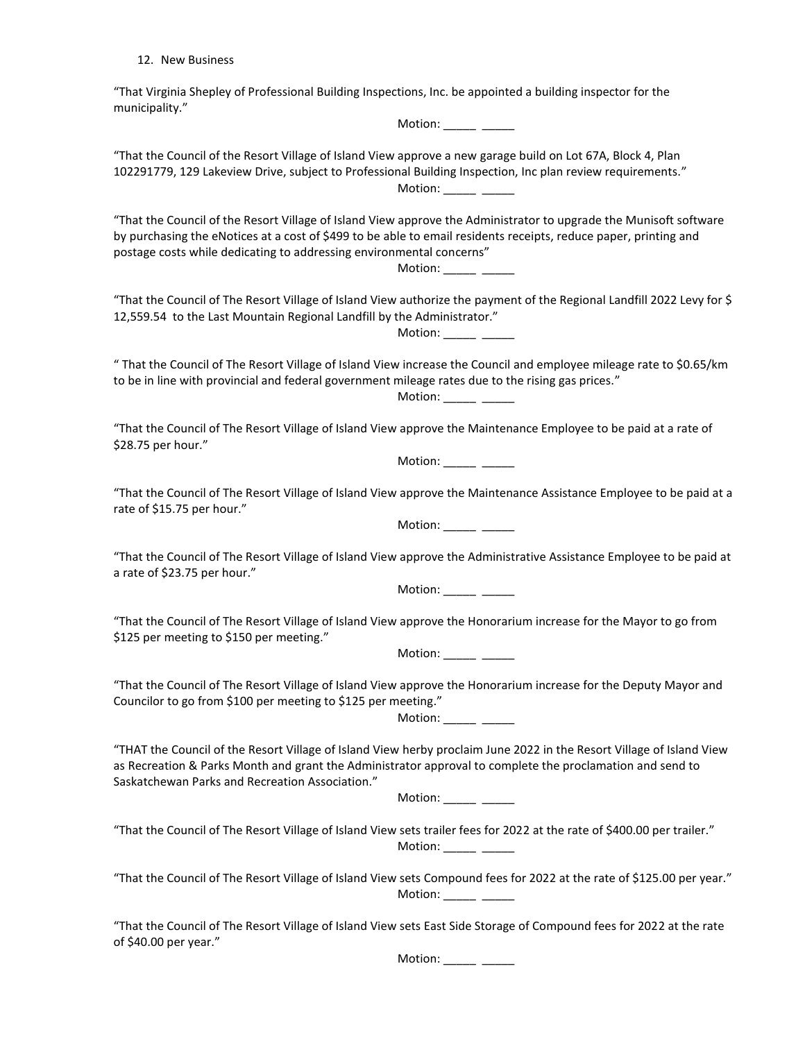12. New Business

"That Virginia Shepley of Professional Building Inspections, Inc. be appointed a building inspector for the municipality."

Motion: _____ _____

"That the Council of the Resort Village of Island View approve a new garage build on Lot 67A, Block 4, Plan 102291779, 129 Lakeview Drive, subject to Professional Building Inspection, Inc plan review requirements."

Motion: _____ _____

"That the Council of the Resort Village of Island View approve the Administrator to upgrade the Munisoft software by purchasing the eNotices at a cost of $499 to be able to email residents receipts, reduce paper, printing and postage costs while dedicating to addressing environmental concerns"

Motion: _____ _____

"That the Council of The Resort Village of Island View authorize the payment of the Regional Landfill 2022 Levy for $ 12,559.54 to the Last Mountain Regional Landfill by the Administrator."

Motion: _____ _____

" That the Council of The Resort Village of Island View increase the Council and employee mileage rate to $0.65/km to be in line with provincial and federal government mileage rates due to the rising gas prices."

Motion: _____ _____

"That the Council of The Resort Village of Island View approve the Maintenance Employee to be paid at a rate of $28.75 per hour."

Motion: _____ _____

"That the Council of The Resort Village of Island View approve the Maintenance Assistance Employee to be paid at a rate of $15.75 per hour."

Motion: _____ _____

"That the Council of The Resort Village of Island View approve the Administrative Assistance Employee to be paid at a rate of $23.75 per hour."

Motion: _____ _____

"That the Council of The Resort Village of Island View approve the Honorarium increase for the Mayor to go from $125 per meeting to $150 per meeting."

Motion: _____ _____

"That the Council of The Resort Village of Island View approve the Honorarium increase for the Deputy Mayor and Councilor to go from $100 per meeting to $125 per meeting."

Motion: _____ _____

"THAT the Council of the Resort Village of Island View herby proclaim June 2022 in the Resort Village of Island View as Recreation & Parks Month and grant the Administrator approval to complete the proclamation and send to Saskatchewan Parks and Recreation Association."

Motion: _____ _____

"That the Council of The Resort Village of Island View sets trailer fees for 2022 at the rate of $400.00 per trailer."

Motion: _____ _____

"That the Council of The Resort Village of Island View sets Compound fees for 2022 at the rate of $125.00 per year."

Motion: _____ _____

"That the Council of The Resort Village of Island View sets East Side Storage of Compound fees for 2022 at the rate of $40.00 per year."

Motion: _____ _____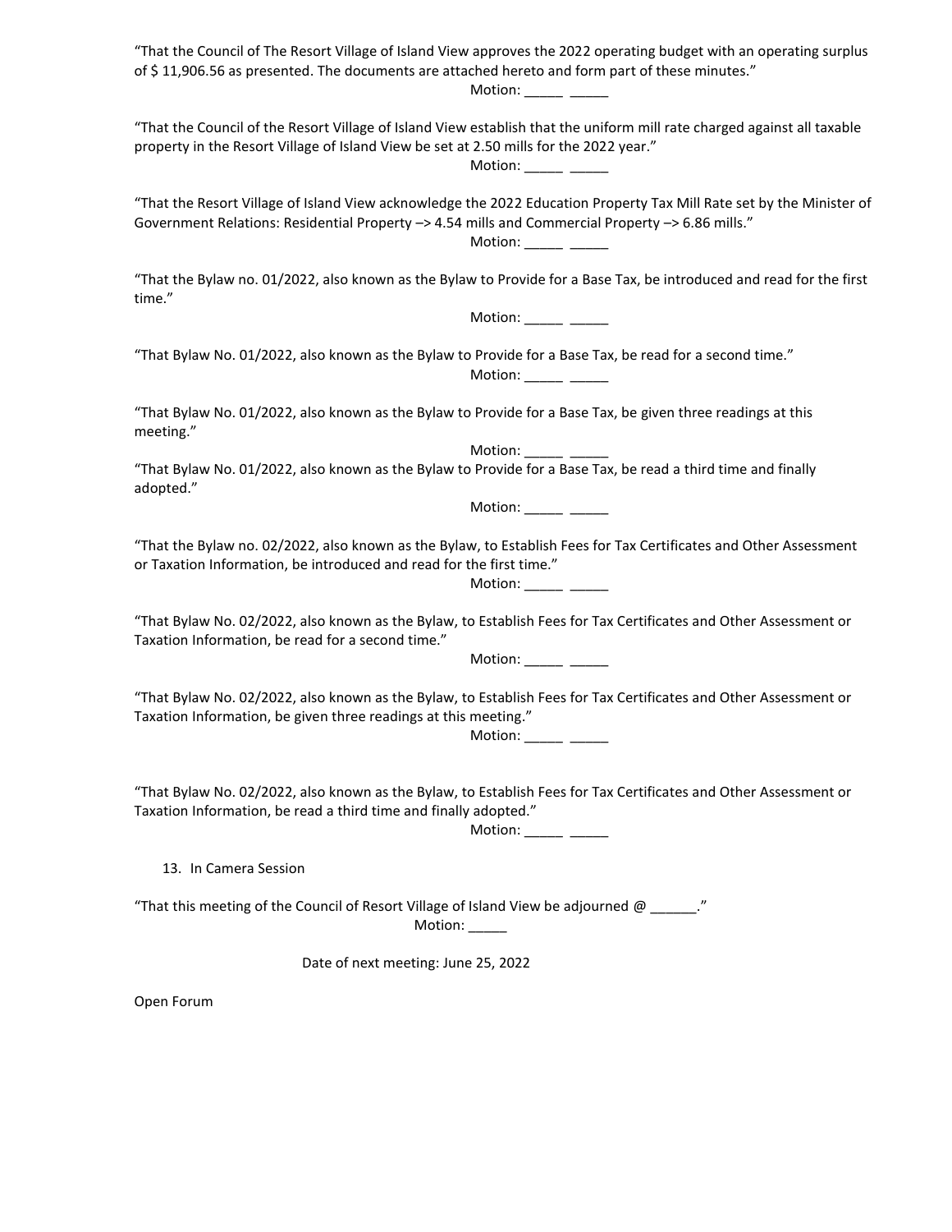"That the Council of The Resort Village of Island View approves the 2022 operating budget with an operating surplus of $ 11,906.56 as presented. The documents are attached hereto and form part of these minutes."

Motion: _____ _____

"That the Council of the Resort Village of Island View establish that the uniform mill rate charged against all taxable property in the Resort Village of Island View be set at 2.50 mills for the 2022 year."

Motion: _____ _____

"That the Resort Village of Island View acknowledge the 2022 Education Property Tax Mill Rate set by the Minister of Government Relations: Residential Property –> 4.54 mills and Commercial Property –> 6.86 mills."

Motion: _____ _____

"That the Bylaw no. 01/2022, also known as the Bylaw to Provide for a Base Tax, be introduced and read for the first time."

Motion: _____ _____

"That Bylaw No. 01/2022, also known as the Bylaw to Provide for a Base Tax, be read for a second time."

Motion: _____ _____

"That Bylaw No. 01/2022, also known as the Bylaw to Provide for a Base Tax, be given three readings at this meeting."

Motion: _____ _____

"That Bylaw No. 01/2022, also known as the Bylaw to Provide for a Base Tax, be read a third time and finally adopted."

Motion: _____ _____

"That the Bylaw no. 02/2022, also known as the Bylaw, to Establish Fees for Tax Certificates and Other Assessment or Taxation Information, be introduced and read for the first time."

Motion: _____ _____

"That Bylaw No. 02/2022, also known as the Bylaw, to Establish Fees for Tax Certificates and Other Assessment or Taxation Information, be read for a second time."

Motion: _____ _____

"That Bylaw No. 02/2022, also known as the Bylaw, to Establish Fees for Tax Certificates and Other Assessment or Taxation Information, be given three readings at this meeting."

Motion: _____ _____

"That Bylaw No. 02/2022, also known as the Bylaw, to Establish Fees for Tax Certificates and Other Assessment or Taxation Information, be read a third time and finally adopted."

Motion: _____ _____

13. In Camera Session

"That this meeting of the Council of Resort Village of Island View be adjourned @ ______."

Motion: _____

Date of next meeting: June 25, 2022

Open Forum